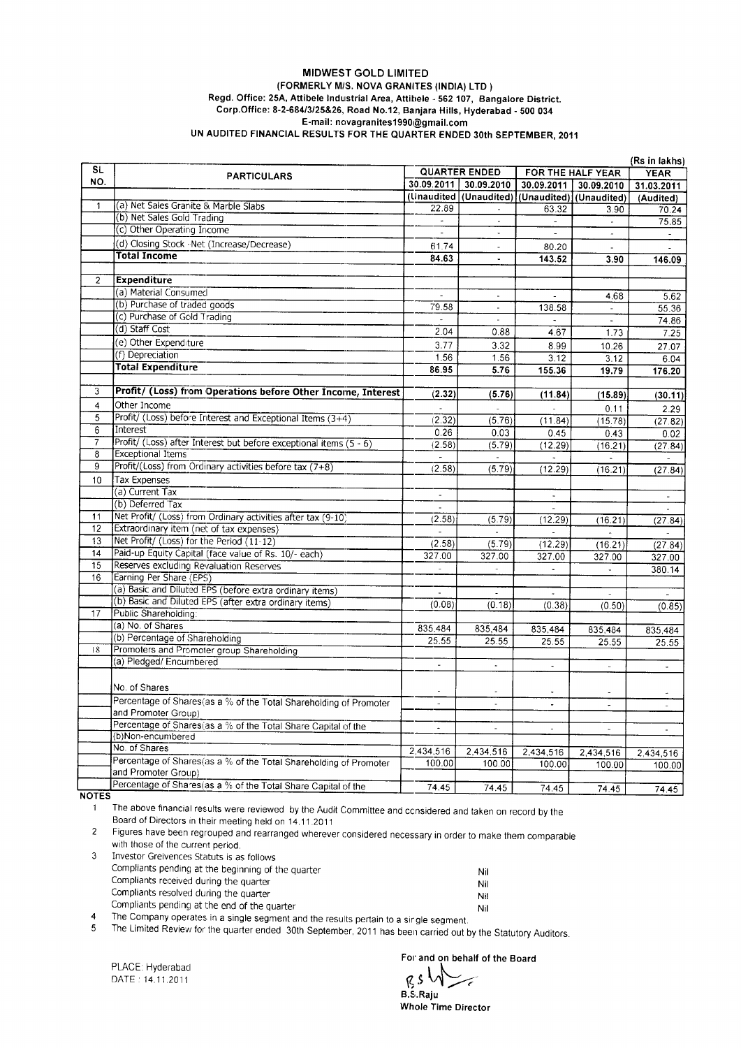# MIDWEST GOLD LIMITED

**(FORMERLY M/S. NOVA GRANITES (INDIA) LTD )**

**Regd. Office: 25A, Attibele Industrial Area, Attibele - 562 107, Bangalore District.**

**Corp.Office: 8-2-684/3/25&26, Road No.12, Banjara Hills, Hyderabad - 500 034**

**E-mail: novagranites1990@gmail.com**

**UN AUDITED FINANCIAL RESULTS FOR THE QUARTER ENDED 30th SEPTEMBER, 2011**

(Rs in lakhs)

| SL NO. | PARTICULARS | QUARTER ENDED | | FOR THE HALF YEAR | | YEAR |
|---|---|---|---|---|---|---|
| | | 30.09.2011 | 30.09.2010 | 30.09.2011 | 30.09.2010 | 31.03.2011 |
| | | (Unaudited) | (Unaudited) | (Unaudited) | (Unaudited) | (Audited) |
| 1 | (a) Net Sales Granite & Marble Slabs | 22.89 | - | 63.32 | 3.90 | 70.24 |
| | (b) Net Sales Gold Trading | - | - | - | - | 75.85 |
| | (c) Other Operating Income | - | - | - | - | - |
| | (d) Closing Stock -Net (Increase/Decrease) | 61.74 | - | 80.20 | - | - |
| | **Total Income** | **84.63** | **-** | **143.52** | **3.90** | **146.09** |
| 2 | **Expenditure** | | | | | |
| | (a) Material Consumed | - | - | - | 4.68 | 5.62 |
| | (b) Purchase of traded goods | 79.58 | - | 138.58 | - | 55.36 |
| | (c) Purchase of Gold Trading | - | - | - | - | 74.86 |
| | (d) Staff Cost | 2.04 | 0.88 | 4.67 | 1.73 | 7.25 |
| | (e) Other Expenditure | 3.77 | 3.32 | 8.99 | 10.26 | 27.07 |
| | (f) Depreciation | 1.56 | 1.56 | 3.12 | 3.12 | 6.04 |
| | **Total Expenditure** | **86.95** | **5.76** | **155.36** | **19.79** | **176.20** |
| 3 | **Profit/ (Loss) from Operations before Other Income, Interest** | **(2.32)** | **(5.76)** | **(11.84)** | **(15.89)** | **(30.11)** |
| 4 | Other Income | - | - | - | 0.11 | 2.29 |
| 5 | Profit/ (Loss) before Interest and Exceptional Items (3+4) | (2.32) | (5.76) | (11.84) | (15.78) | (27.82) |
| 6 | Interest | 0.26 | 0.03 | 0.45 | 0.43 | 0.02 |
| 7 | Profit/ (Loss) after Interest but before exceptional items (5 - 6) | (2.58) | (5.79) | (12.29) | (16.21) | (27.84) |
| 8 | Exceptional Items | - | - | - | - | - |
| 9 | Profit/(Loss) from Ordinary activities before tax (7+8) | (2.58) | (5.79) | (12.29) | (16.21) | (27.84) |
| 10 | Tax Expenses | | | | | |
| | (a) Current Tax | - | | - | | - |
| | (b) Deferred Tax | - | | - | | - |
| 11 | Net Profit/ (Loss) from Ordinary activities after tax (9-10) | (2.58) | (5.79) | (12.29) | (16.21) | (27.84) |
| 12 | Extraordinary item (net of tax expenses) | - | - | - | - | - |
| 13 | Net Profit/ (Loss) for the Period (11-12) | (2.58) | (5.79) | (12.29) | (16.21) | (27.84) |
| 14 | Paid-up Equity Capital (face value of Rs. 10/- each) | 327.00 | 327.00 | 327.00 | 327.00 | 327.00 |
| 15 | Reserves excluding Revaluation Reserves | - | - | - | - | 380.14 |
| 16 | Earning Per Share (EPS) | | | | | |
| | (a) Basic and Diluted EPS (before extra ordinary items) | - | - | - | - | - |
| | (b) Basic and Diluted EPS (after extra ordinary items) | (0.08) | (0.18) | (0.38) | (0.50) | (0.85) |
| 17 | Public Shareholding: | | | | | |
| | (a) No. of Shares | 835,484 | 835,484 | 835,484 | 835,484 | 835,484 |
| | (b) Percentage of Shareholding | 25.55 | 25.55 | 25.55 | 25.55 | 25.55 |
| 18 | Promoters and Promoter group Shareholding | | | | | |
| | (a) Pledged/ Encumbered | - | - | - | - | - |
| | No. of Shares | - | - | - | - | - |
| | Percentage of Shares(as a % of the Total Shareholding of Promoter and Promoter Group) | - | - | - | - | - |
| | Percentage of Shares(as a % of the Total Share Capital of the | - | - | - | - | - |
| | (b)Non-encumbered | | | | | |
| | No. of Shares | 2,434,516 | 2,434,516 | 2,434,516 | 2,434,516 | 2,434,516 |
| | Percentage of Shares(as a % of the Total Shareholding of Promoter and Promoter Group) | 100.00 | 100.00 | 100.00 | 100.00 | 100.00 |
| | Percentage of Shares(as a % of the Total Share Capital of the | 74.45 | 74.45 | 74.45 | 74.45 | 74.45 |

**NOTES**

1. The above financial results were reviewed by the Audit Committee and considered and taken on record by the Board of Directors in their meeting held on 14.11.2011
2. Figures have been regrouped and rearranged wherever considered necessary in order to make them comparable with those of the current period.
3. Investor Greivences Statuts is as follows
   - Compliants pending at the beginning of the quarter — Nil
   - Compliants received during the quarter — Nil
   - Compliants resolved during the quarter — Nil
   - Compliants pending at the end of the quarter — Nil
4. The Company operates in a single segment and the results pertain to a single segment.
5. The Limited Review for the quarter ended 30th September, 2011 has been carried out by the Statutory Auditors.

PLACE: Hyderabad
DATE : 14.11.2011

**For and on behalf of the Board**

**B.S.Raju**
**Whole Time Director**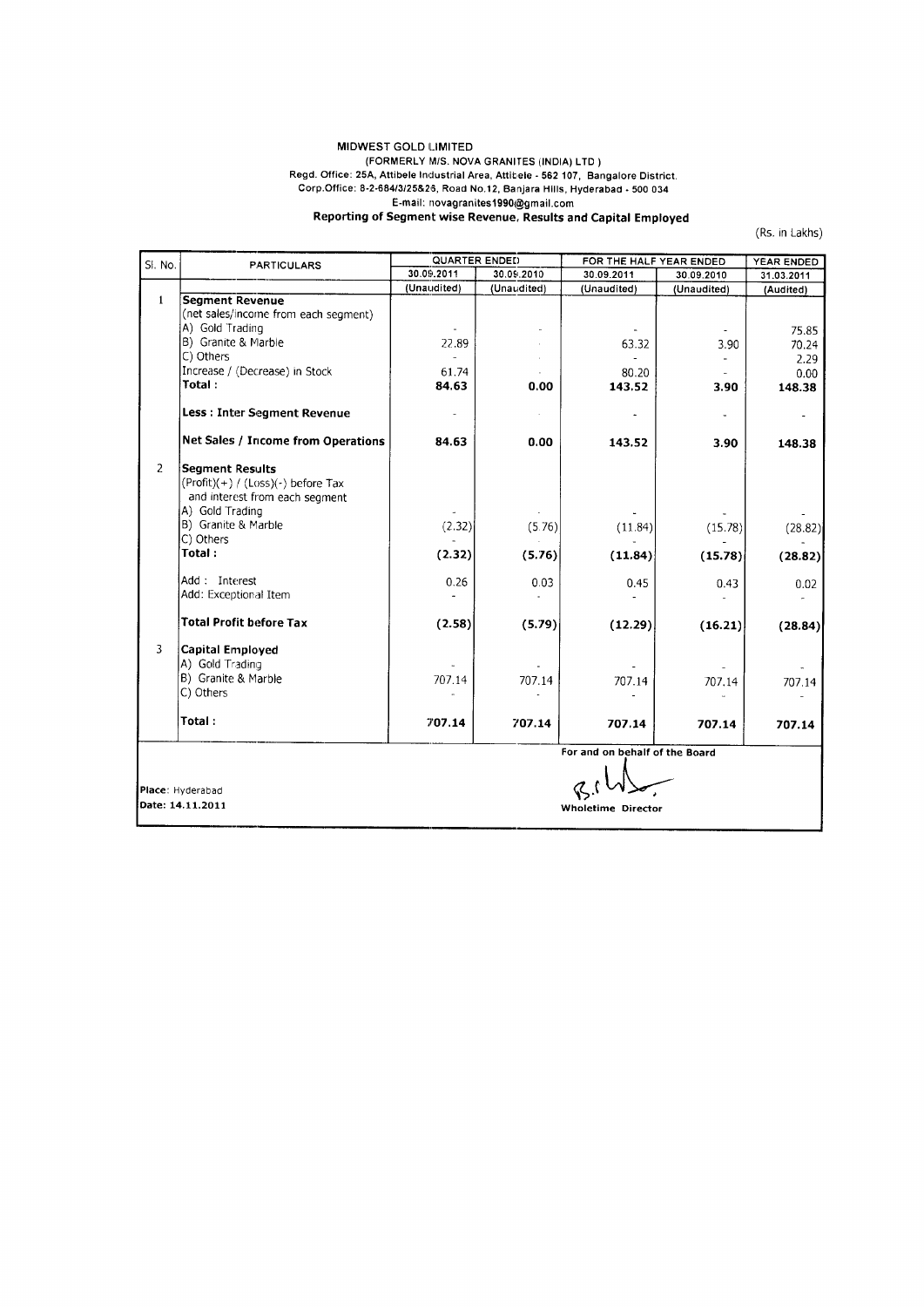MIDWEST GOLD LIMITED

(FORMERLY M/S. NOVA GRANITES (INDIA) LTD )

Regd. Office: 25A, Attibele Industrial Area, Attibele - 562 107, Bangalore District.

Corp.Office: 8-2-684/3/25&26, Road No.12, Banjara Hills, Hyderabad - 500 034

E-mail: novagranites1990@gmail.com

## Reporting of Segment wise Revenue, Results and Capital Employed

(Rs. in Lakhs)

| Sl. No. | PARTICULARS | QUARTER ENDED | | FOR THE HALF YEAR ENDED | | YEAR ENDED |
|---|---|---|---|---|---|---|
| | | 30.09.2011 | 30.09.2010 | 30.09.2011 | 30.09.2010 | 31.03.2011 |
| | | (Unaudited) | (Unaudited) | (Unaudited) | (Unaudited) | (Audited) |
| 1 | **Segment Revenue** | | | | | |
| | (net sales/income from each segment) | | | | | |
| | A) Gold Trading | - | - | - | - | 75.85 |
| | B) Granite & Marble | 22.89 | - | 63.32 | 3.90 | 70.24 |
| | C) Others | - | - | - | - | 2.29 |
| | Increase / (Decrease) in Stock | 61.74 | - | 80.20 | - | 0.00 |
| | **Total :** | **84.63** | **0.00** | **143.52** | **3.90** | **148.38** |
| | **Less : Inter Segment Revenue** | - | - | - | - | - |
| | **Net Sales / Income from Operations** | **84.63** | **0.00** | **143.52** | **3.90** | **148.38** |
| 2 | **Segment Results** | | | | | |
| | (Profit)(+) / (Loss)(-) before Tax and interest from each segment | | | | | |
| | A) Gold Trading | - | - | - | - | - |
| | B) Granite & Marble | (2.32) | (5.76) | (11.84) | (15.78) | (28.82) |
| | C) Others | - | - | - | - | - |
| | **Total :** | **(2.32)** | **(5.76)** | **(11.84)** | **(15.78)** | **(28.82)** |
| | Add : Interest | 0.26 | 0.03 | 0.45 | 0.43 | 0.02 |
| | Add: Exceptional Item | - | - | - | - | - |
| | **Total Profit before Tax** | **(2.58)** | **(5.79)** | **(12.29)** | **(16.21)** | **(28.84)** |
| 3 | **Capital Employed** | | | | | |
| | A) Gold Trading | - | - | - | - | - |
| | B) Granite & Marble | 707.14 | 707.14 | 707.14 | 707.14 | 707.14 |
| | C) Others | - | - | - | - | - |
| | **Total :** | **707.14** | **707.14** | **707.14** | **707.14** | **707.14** |

For and on behalf of the Board

Place: Hyderabad

Date: 14.11.2011

Wholetime Director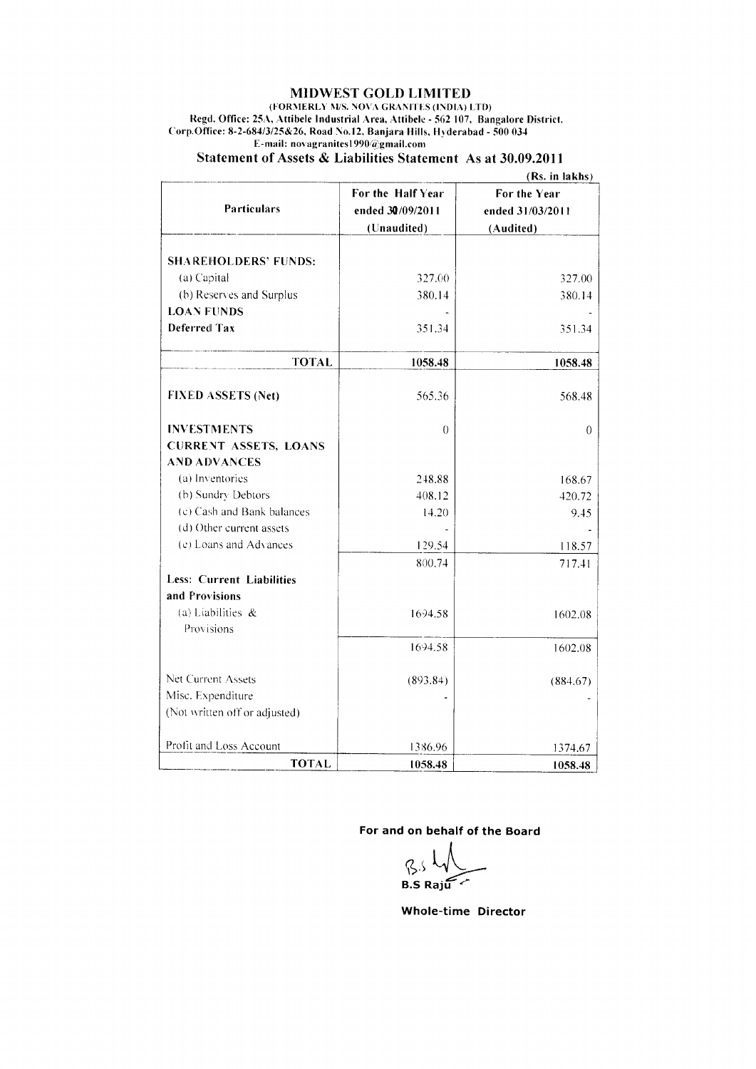# MIDWEST GOLD LIMITED

(FORMERLY M/S. NOVA GRANITES (INDIA) LTD)

Regd. Office: 25A, Attibele Industrial Area, Attibele - 562 107, Bangalore District.
Corp.Office: 8-2-684/3/25&26, Road No.12, Banjara Hills, Hyderabad - 500 034
E-mail: novagranites1990@gmail.com

## Statement of Assets & Liabilities Statement As at 30.09.2011

(Rs. in lakhs)

| Particulars | For the Half Year ended 30/09/2011 (Unaudited) | For the Year ended 31/03/2011 (Audited) |
|---|---|---|
| **SHAREHOLDERS' FUNDS:** | | |
| (a) Capital | 327.00 | 327.00 |
| (b) Reserves and Surplus | 380.14 | 380.14 |
| **LOAN FUNDS** | - | - |
| **Deferred Tax** | 351.34 | 351.34 |
| **TOTAL** | **1058.48** | **1058.48** |
| **FIXED ASSETS (Net)** | 565.36 | 568.48 |
| **INVESTMENTS** | 0 | 0 |
| **CURRENT ASSETS, LOANS AND ADVANCES** | | |
| (a) Inventories | 248.88 | 168.67 |
| (b) Sundry Debtors | 408.12 | 420.72 |
| (c) Cash and Bank balances | 14.20 | 9.45 |
| (d) Other current assets | - | - |
| (e) Loans and Advances | 129.54 | 118.57 |
| | 800.74 | 717.41 |
| **Less: Current Liabilities and Provisions** | | |
| (a) Liabilities & Provisions | 1694.58 | 1602.08 |
| | 1694.58 | 1602.08 |
| Net Current Assets | (893.84) | (884.67) |
| Misc. Expenditure (Not written off or adjusted) | - | - |
| Profit and Loss Account | 1386.96 | 1374.67 |
| **TOTAL** | **1058.48** | **1058.48** |

**For and on behalf of the Board**

**B.S Raju**

**Whole-time Director**